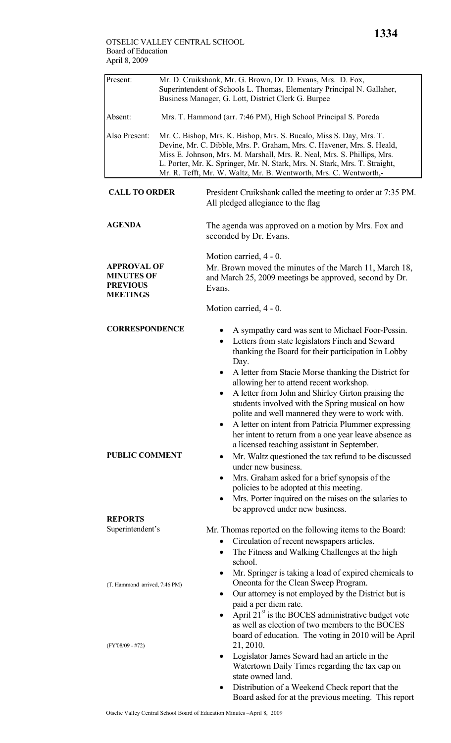OTSELIC VALLEY CENTRAL SCHOOL
Board of Education
April 8, 2009

| | |
|---|---|
| Present: | Mr. D. Cruikshank, Mr. G. Brown, Dr. D. Evans, Mrs. D. Fox, Superintendent of Schools L. Thomas, Elementary Principal N. Gallaher, Business Manager, G. Lott, District Clerk G. Burpee |
| Absent: | Mrs. T. Hammond (arr. 7:46 PM), High School Principal S. Poreda |
| Also Present: | Mr. C. Bishop, Mrs. K. Bishop, Mrs. S. Bucalo, Miss S. Day, Mrs. T. Devine, Mr. C. Dibble, Mrs. P. Graham, Mrs. C. Havener, Mrs. S. Heald, Miss E. Johnson, Mrs. M. Marshall, Mrs. R. Neal, Mrs. S. Phillips, Mrs. L. Porter, Mr. K. Springer, Mr. N. Stark, Mrs. N. Stark, Mrs. T. Straight, Mr. R. Tefft, Mr. W. Waltz, Mr. B. Wentworth, Mrs. C. Wentworth,- |

**CALL TO ORDER**

President Cruikshank called the meeting to order at 7:35 PM. All pledged allegiance to the flag

**AGENDA**

The agenda was approved on a motion by Mrs. Fox and seconded by Dr. Evans.

Motion carried, 4 - 0.

**APPROVAL OF MINUTES OF PREVIOUS MEETINGS**

Mr. Brown moved the minutes of the March 11, March 18, and March 25, 2009 meetings be approved, second by Dr. Evans.

Motion carried, 4 - 0.

**CORRESPONDENCE**

- A sympathy card was sent to Michael Foor-Pessin.
- Letters from state legislators Finch and Seward thanking the Board for their participation in Lobby Day.
- A letter from Stacie Morse thanking the District for allowing her to attend recent workshop.
- A letter from John and Shirley Girton praising the students involved with the Spring musical on how polite and well mannered they were to work with.
- A letter on intent from Patricia Plummer expressing her intent to return from a one year leave absence as a licensed teaching assistant in September.

**PUBLIC COMMENT**

- Mr. Waltz questioned the tax refund to be discussed under new business.
- Mrs. Graham asked for a brief synopsis of the policies to be adopted at this meeting.
- Mrs. Porter inquired on the raises on the salaries to be approved under new business.

**REPORTS**

Superintendent's

Mr. Thomas reported on the following items to the Board:

- Circulation of recent newspapers articles.
- The Fitness and Walking Challenges at the high school.
- Mr. Springer is taking a load of expired chemicals to Oneonta for the Clean Sweep Program.

(T. Hammond arrived, 7:46 PM)

- Our attorney is not employed by the District but is paid a per diem rate.
- April 21st is the BOCES administrative budget vote as well as election of two members to the BOCES board of education. The voting in 2010 will be April 21, 2010.

(FY'08/09 - #72)

- Legislator James Seward had an article in the Watertown Daily Times regarding the tax cap on state owned land.
- Distribution of a Weekend Check report that the Board asked for at the previous meeting. This report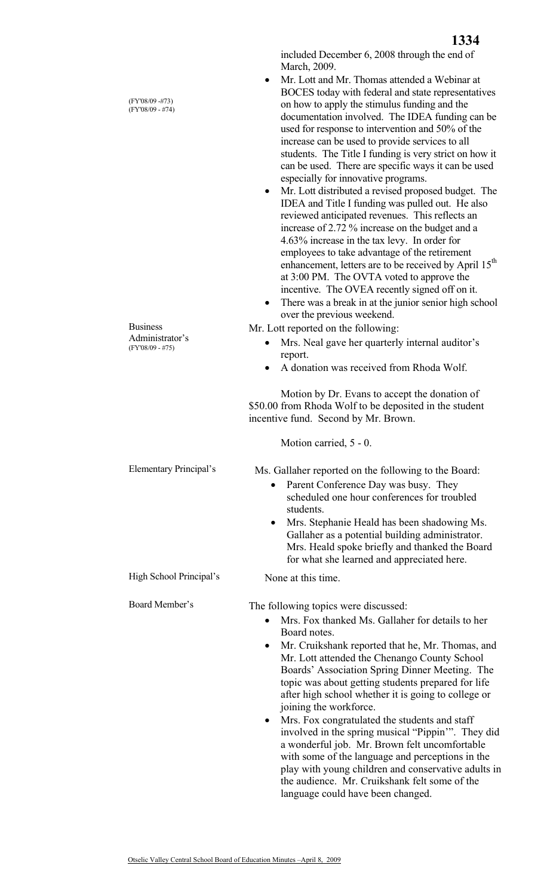included December 6, 2008 through the end of March, 2009.

(FY'08/09 -#73)
(FY'08/09 - #74)

- Mr. Lott and Mr. Thomas attended a Webinar at BOCES today with federal and state representatives on how to apply the stimulus funding and the documentation involved. The IDEA funding can be used for response to intervention and 50% of the increase can be used to provide services to all students. The Title I funding is very strict on how it can be used. There are specific ways it can be used especially for innovative programs.
- Mr. Lott distributed a revised proposed budget. The IDEA and Title I funding was pulled out. He also reviewed anticipated revenues. This reflects an increase of 2.72 % increase on the budget and a 4.63% increase in the tax levy. In order for employees to take advantage of the retirement enhancement, letters are to be received by April 15th at 3:00 PM. The OVTA voted to approve the incentive. The OVEA recently signed off on it.
- There was a break in at the junior senior high school over the previous weekend.

**Business Administrator's** (FY'08/09 - #75)

Mr. Lott reported on the following:

- Mrs. Neal gave her quarterly internal auditor's report.
- A donation was received from Rhoda Wolf.

Motion by Dr. Evans to accept the donation of $50.00 from Rhoda Wolf to be deposited in the student incentive fund. Second by Mr. Brown.

Motion carried, 5 - 0.

**Elementary Principal's**

Ms. Gallaher reported on the following to the Board:

- Parent Conference Day was busy. They scheduled one hour conferences for troubled students.
- Mrs. Stephanie Heald has been shadowing Ms. Gallaher as a potential building administrator. Mrs. Heald spoke briefly and thanked the Board for what she learned and appreciated here.

**High School Principal's**

None at this time.

**Board Member's**

The following topics were discussed:

- Mrs. Fox thanked Ms. Gallaher for details to her Board notes.
- Mr. Cruikshank reported that he, Mr. Thomas, and Mr. Lott attended the Chenango County School Boards' Association Spring Dinner Meeting. The topic was about getting students prepared for life after high school whether it is going to college or joining the workforce.
- Mrs. Fox congratulated the students and staff involved in the spring musical "Pippin'". They did a wonderful job. Mr. Brown felt uncomfortable with some of the language and perceptions in the play with young children and conservative adults in the audience. Mr. Cruikshank felt some of the language could have been changed.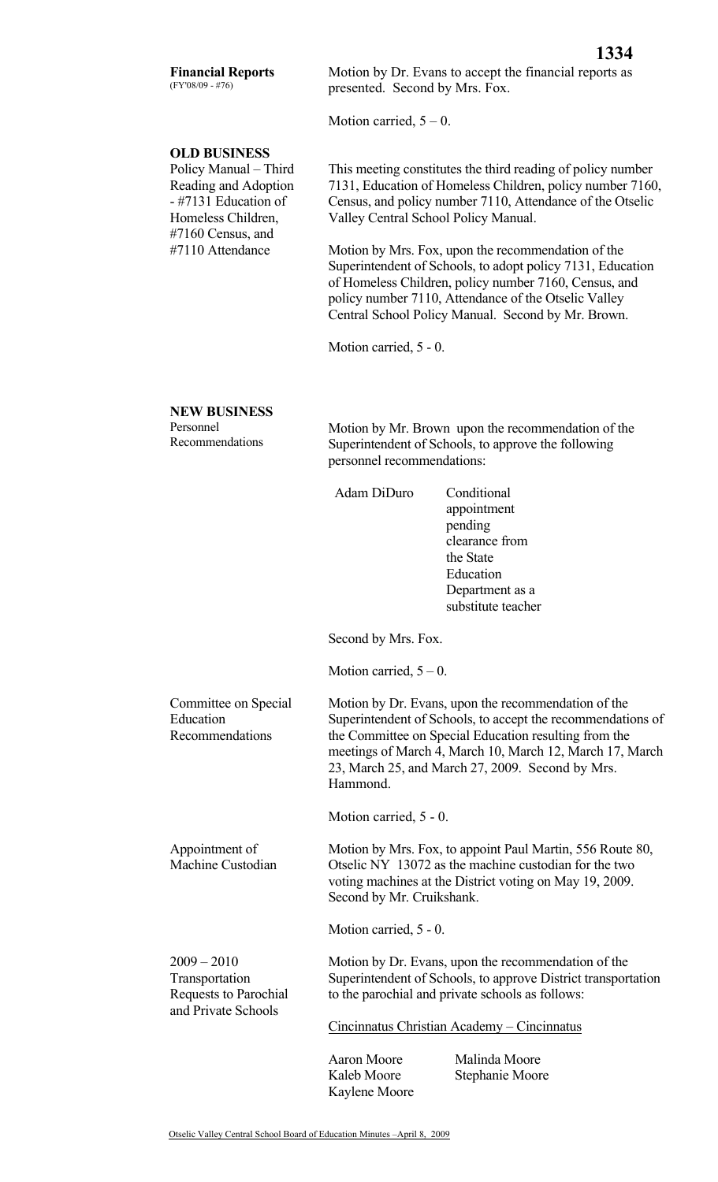**Financial Reports**
(FY'08/09 - #76)

Motion by Dr. Evans to accept the financial reports as presented. Second by Mrs. Fox.

Motion carried, 5 – 0.

**OLD BUSINESS**

Policy Manual – Third Reading and Adoption - #7131 Education of Homeless Children, #7160 Census, and #7110 Attendance

This meeting constitutes the third reading of policy number 7131, Education of Homeless Children, policy number 7160, Census, and policy number 7110, Attendance of the Otselic Valley Central School Policy Manual.

Motion by Mrs. Fox, upon the recommendation of the Superintendent of Schools, to adopt policy 7131, Education of Homeless Children, policy number 7160, Census, and policy number 7110, Attendance of the Otselic Valley Central School Policy Manual. Second by Mr. Brown.

Motion carried, 5 - 0.

**NEW BUSINESS**

Personnel Recommendations

Motion by Mr. Brown upon the recommendation of the Superintendent of Schools, to approve the following personnel recommendations:

| | |
|---|---|
| Adam DiDuro | Conditional appointment pending clearance from the State Education Department as a substitute teacher |

Second by Mrs. Fox.

Motion carried, 5 – 0.

Committee on Special Education Recommendations

Motion by Dr. Evans, upon the recommendation of the Superintendent of Schools, to accept the recommendations of the Committee on Special Education resulting from the meetings of March 4, March 10, March 12, March 17, March 23, March 25, and March 27, 2009. Second by Mrs. Hammond.

Motion carried, 5 - 0.

Appointment of Machine Custodian

Motion by Mrs. Fox, to appoint Paul Martin, 556 Route 80, Otselic NY 13072 as the machine custodian for the two voting machines at the District voting on May 19, 2009. Second by Mr. Cruikshank.

Motion carried, 5 - 0.

2009 – 2010 Transportation Requests to Parochial and Private Schools

Motion by Dr. Evans, upon the recommendation of the Superintendent of Schools, to approve District transportation to the parochial and private schools as follows:

Cincinnatus Christian Academy – Cincinnatus

| | |
|---|---|
| Aaron Moore | Malinda Moore |
| Kaleb Moore | Stephanie Moore |
| Kaylene Moore | |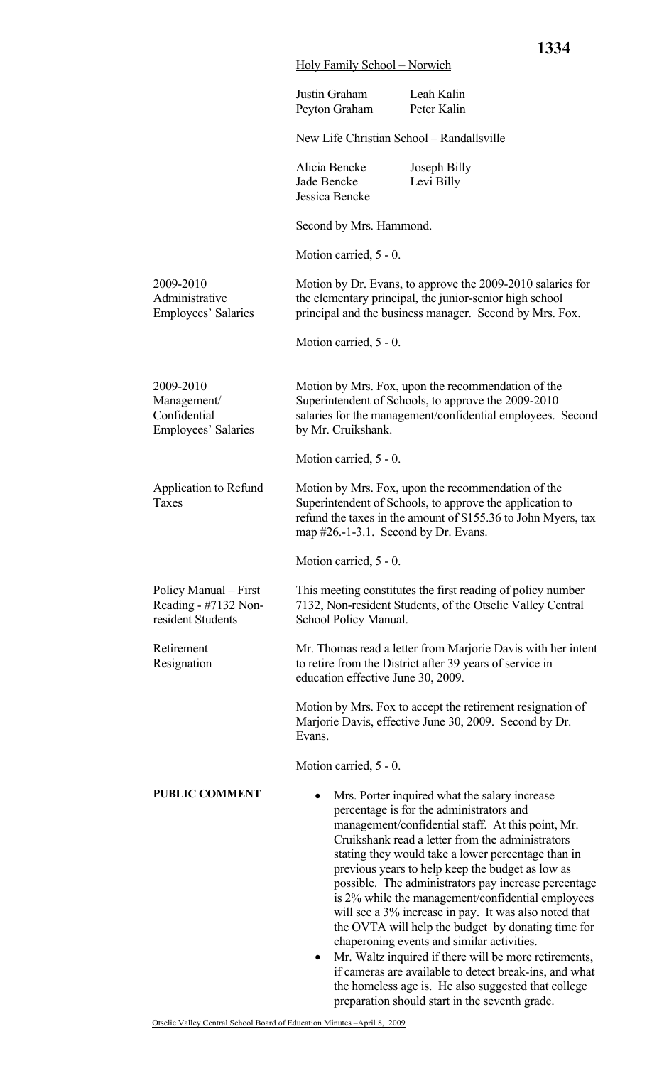Holy Family School – Norwich

Justin Graham Leah Kalin
Peyton Graham Peter Kalin

New Life Christian School – Randallsville

Alicia Bencke Joseph Billy
Jade Bencke Levi Billy
Jessica Bencke

Second by Mrs. Hammond.

Motion carried, 5 - 0.

**2009-2010 Administrative Employees' Salaries**

Motion by Dr. Evans, to approve the 2009-2010 salaries for the elementary principal, the junior-senior high school principal and the business manager. Second by Mrs. Fox.

Motion carried, 5 - 0.

**2009-2010 Management/ Confidential Employees' Salaries**

Motion by Mrs. Fox, upon the recommendation of the Superintendent of Schools, to approve the 2009-2010 salaries for the management/confidential employees. Second by Mr. Cruikshank.

Motion carried, 5 - 0.

**Application to Refund Taxes**

Motion by Mrs. Fox, upon the recommendation of the Superintendent of Schools, to approve the application to refund the taxes in the amount of $155.36 to John Myers, tax map #26.-1-3.1. Second by Dr. Evans.

Motion carried, 5 - 0.

**Policy Manual – First Reading - #7132 Non-resident Students**

This meeting constitutes the first reading of policy number 7132, Non-resident Students, of the Otselic Valley Central School Policy Manual.

**Retirement Resignation**

Mr. Thomas read a letter from Marjorie Davis with her intent to retire from the District after 39 years of service in education effective June 30, 2009.

Motion by Mrs. Fox to accept the retirement resignation of Marjorie Davis, effective June 30, 2009. Second by Dr. Evans.

Motion carried, 5 - 0.

**PUBLIC COMMENT**

- Mrs. Porter inquired what the salary increase percentage is for the administrators and management/confidential staff. At this point, Mr. Cruikshank read a letter from the administrators stating they would take a lower percentage than in previous years to help keep the budget as low as possible. The administrators pay increase percentage is 2% while the management/confidential employees will see a 3% increase in pay. It was also noted that the OVTA will help the budget by donating time for chaperoning events and similar activities.
- Mr. Waltz inquired if there will be more retirements, if cameras are available to detect break-ins, and what the homeless age is. He also suggested that college preparation should start in the seventh grade.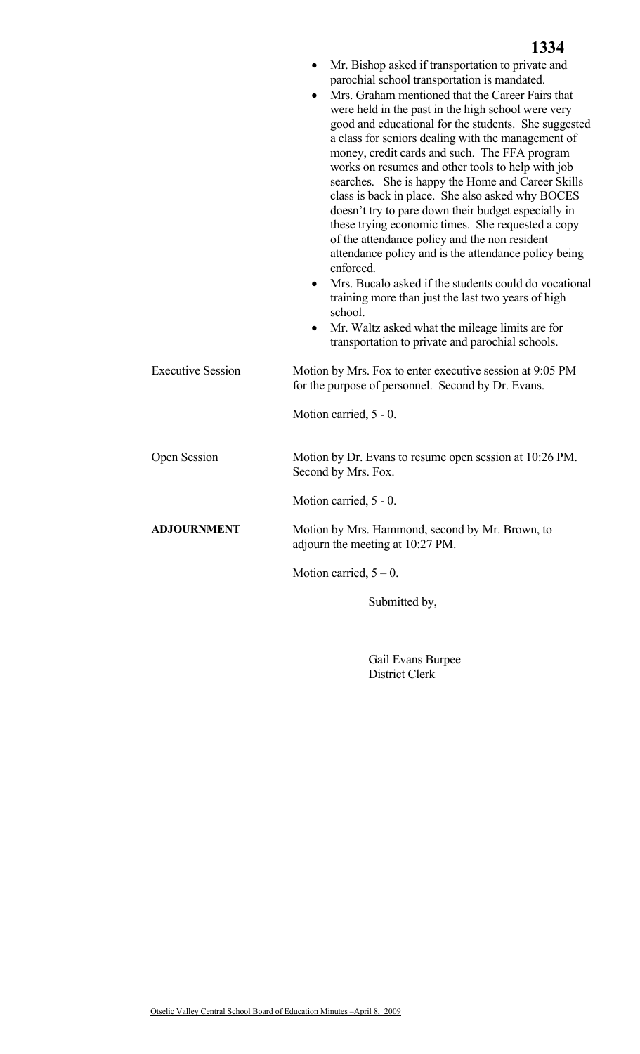- Mr. Bishop asked if transportation to private and parochial school transportation is mandated.
- Mrs. Graham mentioned that the Career Fairs that were held in the past in the high school were very good and educational for the students. She suggested a class for seniors dealing with the management of money, credit cards and such. The FFA program works on resumes and other tools to help with job searches. She is happy the Home and Career Skills class is back in place. She also asked why BOCES doesn't try to pare down their budget especially in these trying economic times. She requested a copy of the attendance policy and the non resident attendance policy and is the attendance policy being enforced.
- Mrs. Bucalo asked if the students could do vocational training more than just the last two years of high school.
- Mr. Waltz asked what the mileage limits are for transportation to private and parochial schools.

Executive Session

Motion by Mrs. Fox to enter executive session at 9:05 PM for the purpose of personnel. Second by Dr. Evans.

Motion carried, 5 - 0.

Open Session

Motion by Dr. Evans to resume open session at 10:26 PM. Second by Mrs. Fox.

Motion carried, 5 - 0.

**ADJOURNMENT**

Motion by Mrs. Hammond, second by Mr. Brown, to adjourn the meeting at 10:27 PM.

Motion carried, 5 – 0.

Submitted by,

Gail Evans Burpee
District Clerk